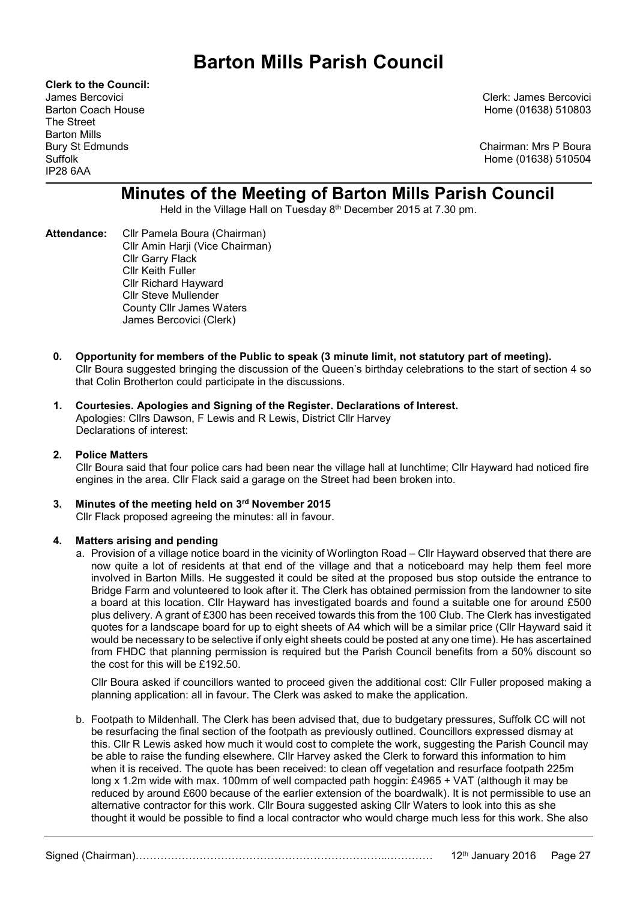# Barton Mills Parish Council

**Clerk to the Council:**
James Bercovici
Barton Coach House
The Street
Barton Mills
Bury St Edmunds
Suffolk
IP28 6AA

Clerk: James Bercovici
Home (01638) 510803

Chairman: Mrs P Boura
Home (01638) 510504

## Minutes of the Meeting of Barton Mills Parish Council

Held in the Village Hall on Tuesday 8th December 2015 at 7.30 pm.

**Attendance:** Cllr Pamela Boura (Chairman)
Cllr Amin Harji (Vice Chairman)
Cllr Garry Flack
Cllr Keith Fuller
Cllr Richard Hayward
Cllr Steve Mullender
County Cllr James Waters
James Bercovici (Clerk)

**0. Opportunity for members of the Public to speak (3 minute limit, not statutory part of meeting).**
Cllr Boura suggested bringing the discussion of the Queen's birthday celebrations to the start of section 4 so that Colin Brotherton could participate in the discussions.

**1. Courtesies. Apologies and Signing of the Register. Declarations of Interest.**
Apologies: Cllrs Dawson, F Lewis and R Lewis, District Cllr Harvey
Declarations of interest:

**2. Police Matters**
Cllr Boura said that four police cars had been near the village hall at lunchtime; Cllr Hayward had noticed fire engines in the area. Cllr Flack said a garage on the Street had been broken into.

**3. Minutes of the meeting held on 3rd November 2015**
Cllr Flack proposed agreeing the minutes: all in favour.

**4. Matters arising and pending**

a. Provision of a village notice board in the vicinity of Worlington Road – Cllr Hayward observed that there are now quite a lot of residents at that end of the village and that a noticeboard may help them feel more involved in Barton Mills. He suggested it could be sited at the proposed bus stop outside the entrance to Bridge Farm and volunteered to look after it. The Clerk has obtained permission from the landowner to site a board at this location. Cllr Hayward has investigated boards and found a suitable one for around £500 plus delivery. A grant of £300 has been received towards this from the 100 Club. The Clerk has investigated quotes for a landscape board for up to eight sheets of A4 which will be a similar price (Cllr Hayward said it would be necessary to be selective if only eight sheets could be posted at any one time). He has ascertained from FHDC that planning permission is required but the Parish Council benefits from a 50% discount so the cost for this will be £192.50.

Cllr Boura asked if councillors wanted to proceed given the additional cost: Cllr Fuller proposed making a planning application: all in favour. The Clerk was asked to make the application.

b. Footpath to Mildenhall. The Clerk has been advised that, due to budgetary pressures, Suffolk CC will not be resurfacing the final section of the footpath as previously outlined. Councillors expressed dismay at this. Cllr R Lewis asked how much it would cost to complete the work, suggesting the Parish Council may be able to raise the funding elsewhere. Cllr Harvey asked the Clerk to forward this information to him when it is received. The quote has been received: to clean off vegetation and resurface footpath 225m long x 1.2m wide with max. 100mm of well compacted path hoggin: £4965 + VAT (although it may be reduced by around £600 because of the earlier extension of the boardwalk). It is not permissible to use an alternative contractor for this work. Cllr Boura suggested asking Cllr Waters to look into this as she thought it would be possible to find a local contractor who would charge much less for this work. She also

Signed (Chairman)………………………………………………………………..………… 12th January 2016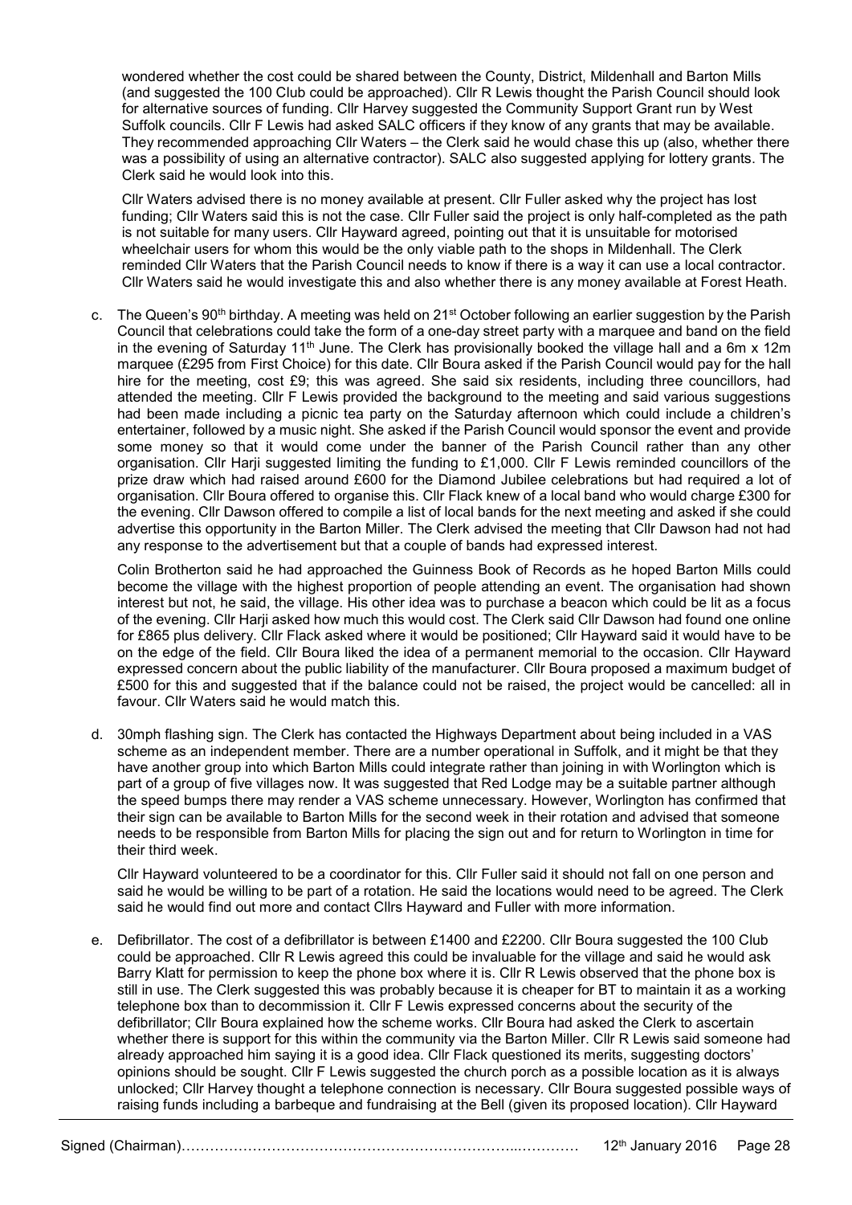wondered whether the cost could be shared between the County, District, Mildenhall and Barton Mills (and suggested the 100 Club could be approached). Cllr R Lewis thought the Parish Council should look for alternative sources of funding. Cllr Harvey suggested the Community Support Grant run by West Suffolk councils. Cllr F Lewis had asked SALC officers if they know of any grants that may be available. They recommended approaching Cllr Waters – the Clerk said he would chase this up (also, whether there was a possibility of using an alternative contractor). SALC also suggested applying for lottery grants. The Clerk said he would look into this.

Cllr Waters advised there is no money available at present. Cllr Fuller asked why the project has lost funding; Cllr Waters said this is not the case. Cllr Fuller said the project is only half-completed as the path is not suitable for many users. Cllr Hayward agreed, pointing out that it is unsuitable for motorised wheelchair users for whom this would be the only viable path to the shops in Mildenhall. The Clerk reminded Cllr Waters that the Parish Council needs to know if there is a way it can use a local contractor. Cllr Waters said he would investigate this and also whether there is any money available at Forest Heath.

c. The Queen's 90th birthday. A meeting was held on 21st October following an earlier suggestion by the Parish Council that celebrations could take the form of a one-day street party with a marquee and band on the field in the evening of Saturday 11th June. The Clerk has provisionally booked the village hall and a 6m x 12m marquee (£295 from First Choice) for this date. Cllr Boura asked if the Parish Council would pay for the hall hire for the meeting, cost £9; this was agreed. She said six residents, including three councillors, had attended the meeting. Cllr F Lewis provided the background to the meeting and said various suggestions had been made including a picnic tea party on the Saturday afternoon which could include a children's entertainer, followed by a music night. She asked if the Parish Council would sponsor the event and provide some money so that it would come under the banner of the Parish Council rather than any other organisation. Cllr Harji suggested limiting the funding to £1,000. Cllr F Lewis reminded councillors of the prize draw which had raised around £600 for the Diamond Jubilee celebrations but had required a lot of organisation. Cllr Boura offered to organise this. Cllr Flack knew of a local band who would charge £300 for the evening. Cllr Dawson offered to compile a list of local bands for the next meeting and asked if she could advertise this opportunity in the Barton Miller. The Clerk advised the meeting that Cllr Dawson had not had any response to the advertisement but that a couple of bands had expressed interest.

   Colin Brotherton said he had approached the Guinness Book of Records as he hoped Barton Mills could become the village with the highest proportion of people attending an event. The organisation had shown interest but not, he said, the village. His other idea was to purchase a beacon which could be lit as a focus of the evening. Cllr Harji asked how much this would cost. The Clerk said Cllr Dawson had found one online for £865 plus delivery. Cllr Flack asked where it would be positioned; Cllr Hayward said it would have to be on the edge of the field. Cllr Boura liked the idea of a permanent memorial to the occasion. Cllr Hayward expressed concern about the public liability of the manufacturer. Cllr Boura proposed a maximum budget of £500 for this and suggested that if the balance could not be raised, the project would be cancelled: all in favour. Cllr Waters said he would match this.

d. 30mph flashing sign. The Clerk has contacted the Highways Department about being included in a VAS scheme as an independent member. There are a number operational in Suffolk, and it might be that they have another group into which Barton Mills could integrate rather than joining in with Worlington which is part of a group of five villages now. It was suggested that Red Lodge may be a suitable partner although the speed bumps there may render a VAS scheme unnecessary. However, Worlington has confirmed that their sign can be available to Barton Mills for the second week in their rotation and advised that someone needs to be responsible from Barton Mills for placing the sign out and for return to Worlington in time for their third week.

   Cllr Hayward volunteered to be a coordinator for this. Cllr Fuller said it should not fall on one person and said he would be willing to be part of a rotation. He said the locations would need to be agreed. The Clerk said he would find out more and contact Cllrs Hayward and Fuller with more information.

e. Defibrillator. The cost of a defibrillator is between £1400 and £2200. Cllr Boura suggested the 100 Club could be approached. Cllr R Lewis agreed this could be invaluable for the village and said he would ask Barry Klatt for permission to keep the phone box where it is. Cllr R Lewis observed that the phone box is still in use. The Clerk suggested this was probably because it is cheaper for BT to maintain it as a working telephone box than to decommission it. Cllr F Lewis expressed concerns about the security of the defibrillator; Cllr Boura explained how the scheme works. Cllr Boura had asked the Clerk to ascertain whether there is support for this within the community via the Barton Miller. Cllr R Lewis said someone had already approached him saying it is a good idea. Cllr Flack questioned its merits, suggesting doctors' opinions should be sought. Cllr F Lewis suggested the church porch as a possible location as it is always unlocked; Cllr Harvey thought a telephone connection is necessary. Cllr Boura suggested possible ways of raising funds including a barbeque and fundraising at the Bell (given its proposed location). Cllr Hayward

Signed (Chairman)………………………………………………………………..………… 12th January 2016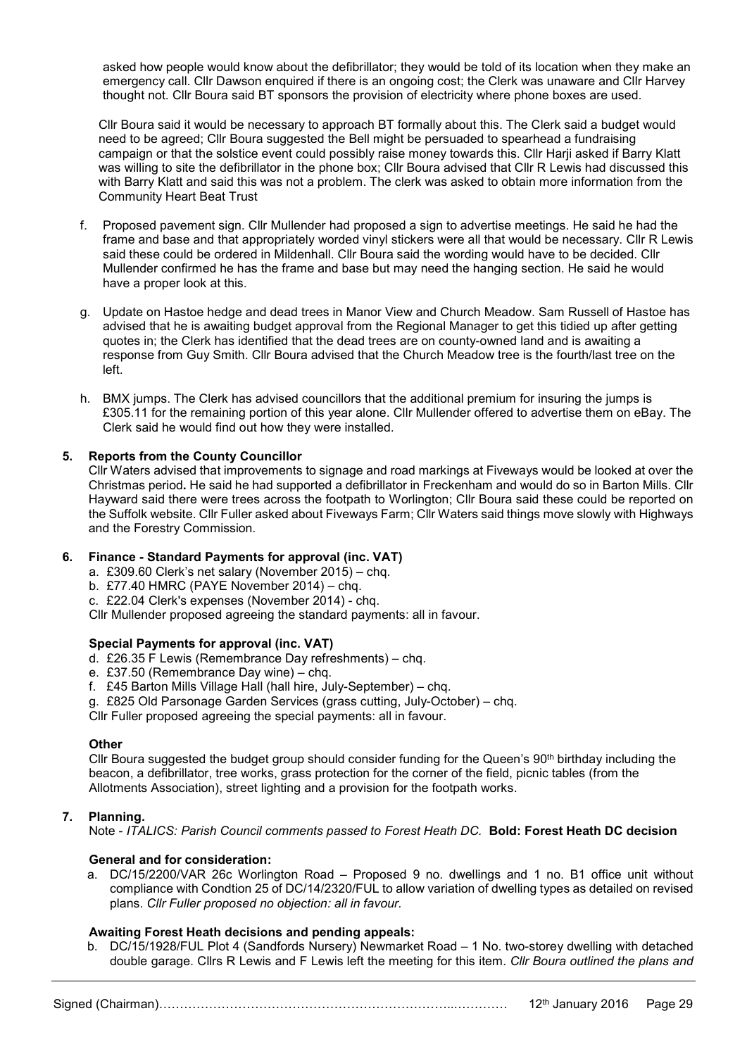asked how people would know about the defibrillator; they would be told of its location when they make an emergency call. Cllr Dawson enquired if there is an ongoing cost; the Clerk was unaware and Cllr Harvey thought not. Cllr Boura said BT sponsors the provision of electricity where phone boxes are used.

Cllr Boura said it would be necessary to approach BT formally about this. The Clerk said a budget would need to be agreed; Cllr Boura suggested the Bell might be persuaded to spearhead a fundraising campaign or that the solstice event could possibly raise money towards this. Cllr Harji asked if Barry Klatt was willing to site the defibrillator in the phone box; Cllr Boura advised that Cllr R Lewis had discussed this with Barry Klatt and said this was not a problem. The clerk was asked to obtain more information from the Community Heart Beat Trust

f. Proposed pavement sign. Cllr Mullender had proposed a sign to advertise meetings. He said he had the frame and base and that appropriately worded vinyl stickers were all that would be necessary. Cllr R Lewis said these could be ordered in Mildenhall. Cllr Boura said the wording would have to be decided. Cllr Mullender confirmed he has the frame and base but may need the hanging section. He said he would have a proper look at this.

g. Update on Hastoe hedge and dead trees in Manor View and Church Meadow. Sam Russell of Hastoe has advised that he is awaiting budget approval from the Regional Manager to get this tidied up after getting quotes in; the Clerk has identified that the dead trees are on county-owned land and is awaiting a response from Guy Smith. Cllr Boura advised that the Church Meadow tree is the fourth/last tree on the left.

h. BMX jumps. The Clerk has advised councillors that the additional premium for insuring the jumps is £305.11 for the remaining portion of this year alone. Cllr Mullender offered to advertise them on eBay. The Clerk said he would find out how they were installed.

**5. Reports from the County Councillor**

Cllr Waters advised that improvements to signage and road markings at Fiveways would be looked at over the Christmas period**.** He said he had supported a defibrillator in Freckenham and would do so in Barton Mills. Cllr Hayward said there were trees across the footpath to Worlington; Cllr Boura said these could be reported on the Suffolk website. Cllr Fuller asked about Fiveways Farm; Cllr Waters said things move slowly with Highways and the Forestry Commission.

**6. Finance - Standard Payments for approval (inc. VAT)**

a. £309.60 Clerk's net salary (November 2015) – chq.
b. £77.40 HMRC (PAYE November 2014) – chq.
c. £22.04 Clerk's expenses (November 2014) - chq.

Cllr Mullender proposed agreeing the standard payments: all in favour.

**Special Payments for approval (inc. VAT)**

d. £26.35 F Lewis (Remembrance Day refreshments) – chq.
e. £37.50 (Remembrance Day wine) – chq.
f. £45 Barton Mills Village Hall (hall hire, July-September) – chq.
g. £825 Old Parsonage Garden Services (grass cutting, July-October) – chq.

Cllr Fuller proposed agreeing the special payments: all in favour.

**Other**

Cllr Boura suggested the budget group should consider funding for the Queen's 90th birthday including the beacon, a defibrillator, tree works, grass protection for the corner of the field, picnic tables (from the Allotments Association), street lighting and a provision for the footpath works.

**7. Planning.**

Note - *ITALICS: Parish Council comments passed to Forest Heath DC.* **Bold: Forest Heath DC decision**

**General and for consideration:**

a. DC/15/2200/VAR 26c Worlington Road – Proposed 9 no. dwellings and 1 no. B1 office unit without compliance with Condtion 25 of DC/14/2320/FUL to allow variation of dwelling types as detailed on revised plans. *Cllr Fuller proposed no objection: all in favour.*

**Awaiting Forest Heath decisions and pending appeals:**

b. DC/15/1928/FUL Plot 4 (Sandfords Nursery) Newmarket Road – 1 No. two-storey dwelling with detached double garage. Cllrs R Lewis and F Lewis left the meeting for this item. *Cllr Boura outlined the plans and*

Signed (Chairman)…………………………………………………………..………… 12th January 2016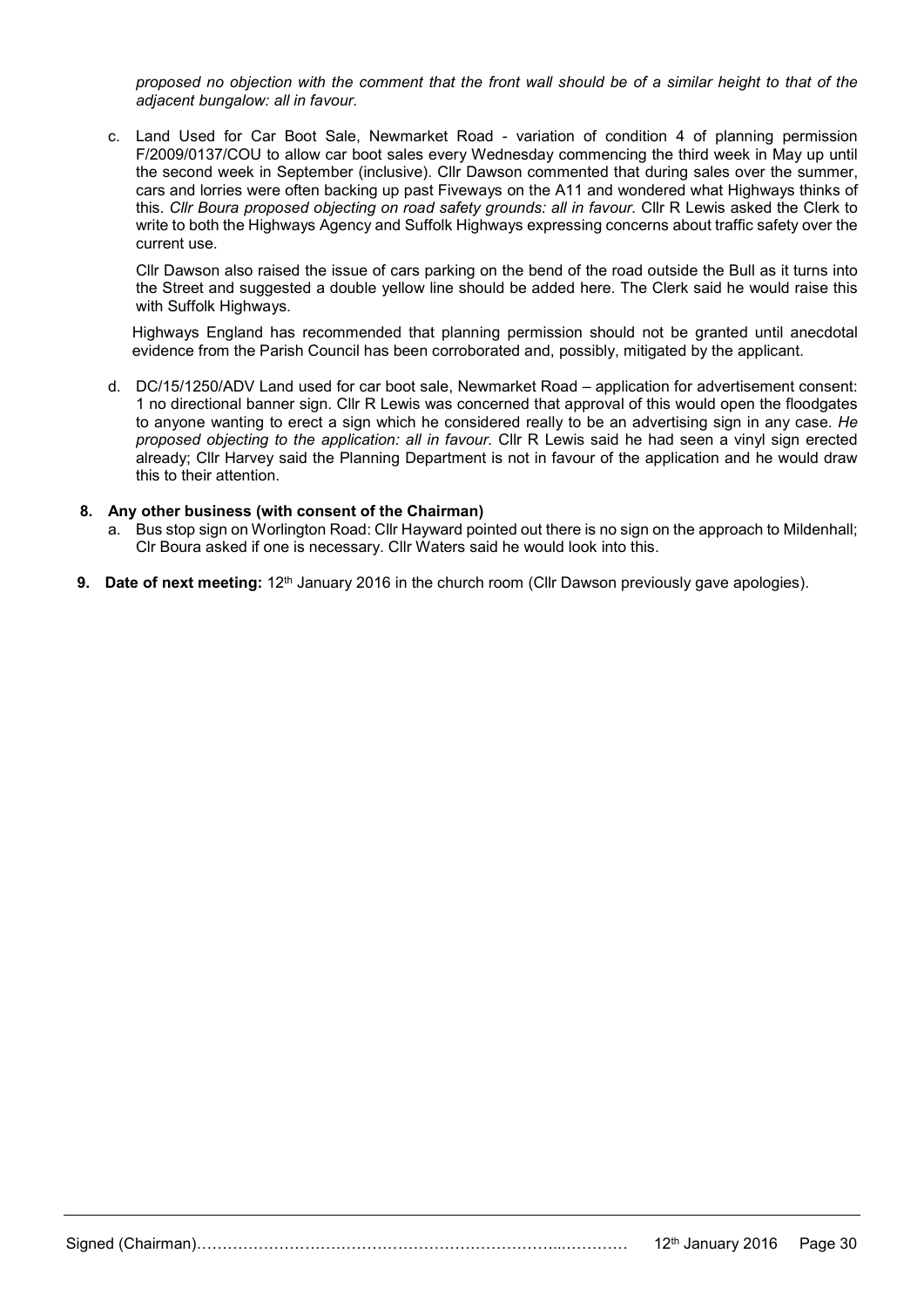*proposed no objection with the comment that the front wall should be of a similar height to that of the adjacent bungalow: all in favour.*

c. Land Used for Car Boot Sale, Newmarket Road - variation of condition 4 of planning permission F/2009/0137/COU to allow car boot sales every Wednesday commencing the third week in May up until the second week in September (inclusive). Cllr Dawson commented that during sales over the summer, cars and lorries were often backing up past Fiveways on the A11 and wondered what Highways thinks of this. *Cllr Boura proposed objecting on road safety grounds: all in favour.* Cllr R Lewis asked the Clerk to write to both the Highways Agency and Suffolk Highways expressing concerns about traffic safety over the current use.

   Cllr Dawson also raised the issue of cars parking on the bend of the road outside the Bull as it turns into the Street and suggested a double yellow line should be added here. The Clerk said he would raise this with Suffolk Highways.

   Highways England has recommended that planning permission should not be granted until anecdotal evidence from the Parish Council has been corroborated and, possibly, mitigated by the applicant.

d. DC/15/1250/ADV Land used for car boot sale, Newmarket Road – application for advertisement consent: 1 no directional banner sign. Cllr R Lewis was concerned that approval of this would open the floodgates to anyone wanting to erect a sign which he considered really to be an advertising sign in any case. *He proposed objecting to the application: all in favour.* Cllr R Lewis said he had seen a vinyl sign erected already; Cllr Harvey said the Planning Department is not in favour of the application and he would draw this to their attention.

**8. Any other business (with consent of the Chairman)**

a. Bus stop sign on Worlington Road: Cllr Hayward pointed out there is no sign on the approach to Mildenhall; Clr Boura asked if one is necessary. Cllr Waters said he would look into this.

**9. Date of next meeting:** 12th January 2016 in the church room (Cllr Dawson previously gave apologies).

Signed (Chairman)…………………………………………………………..………… 12th January 2016